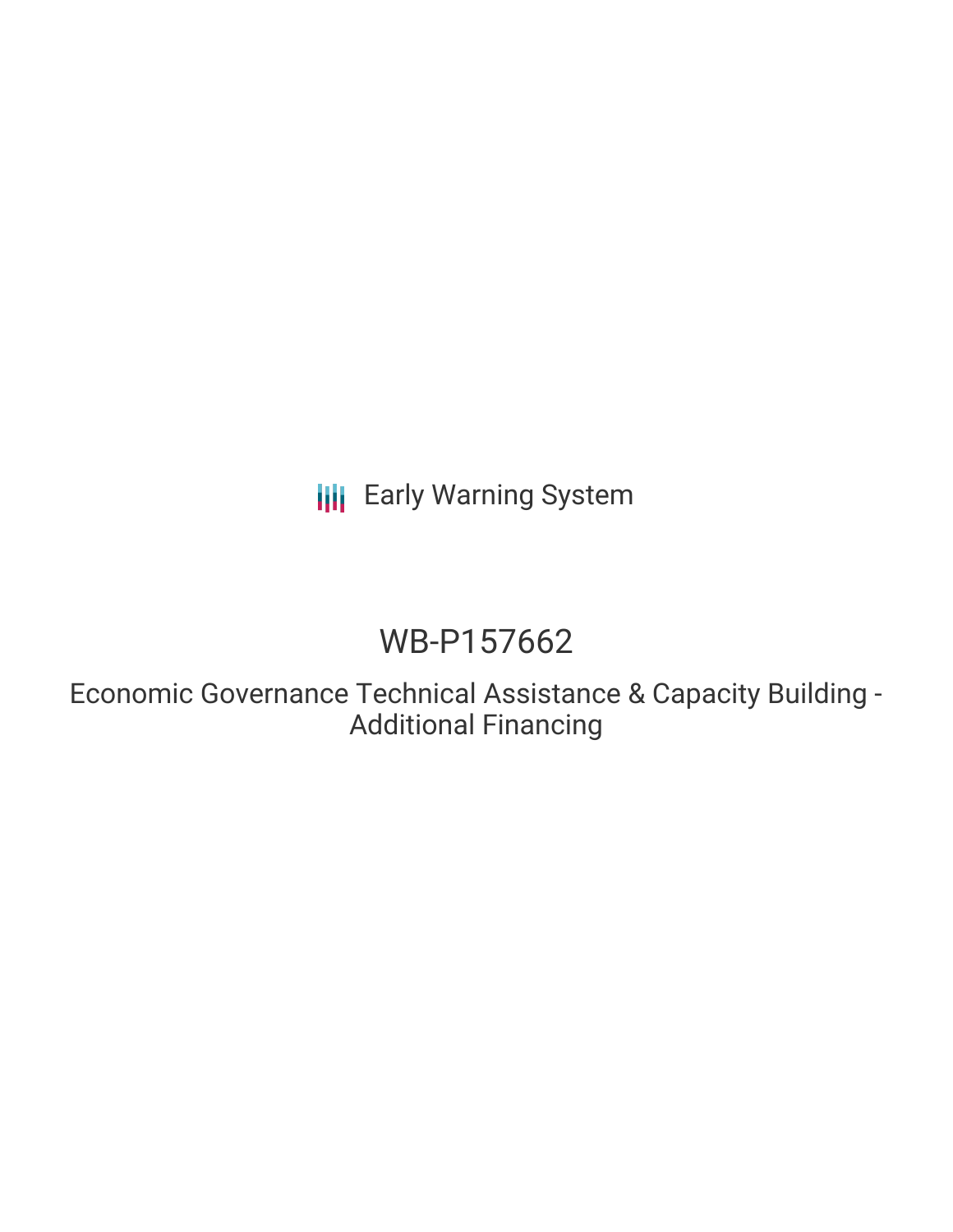Early Warning System

# WB-P157662

Economic Governance Technical Assistance & Capacity Building - Additional Financing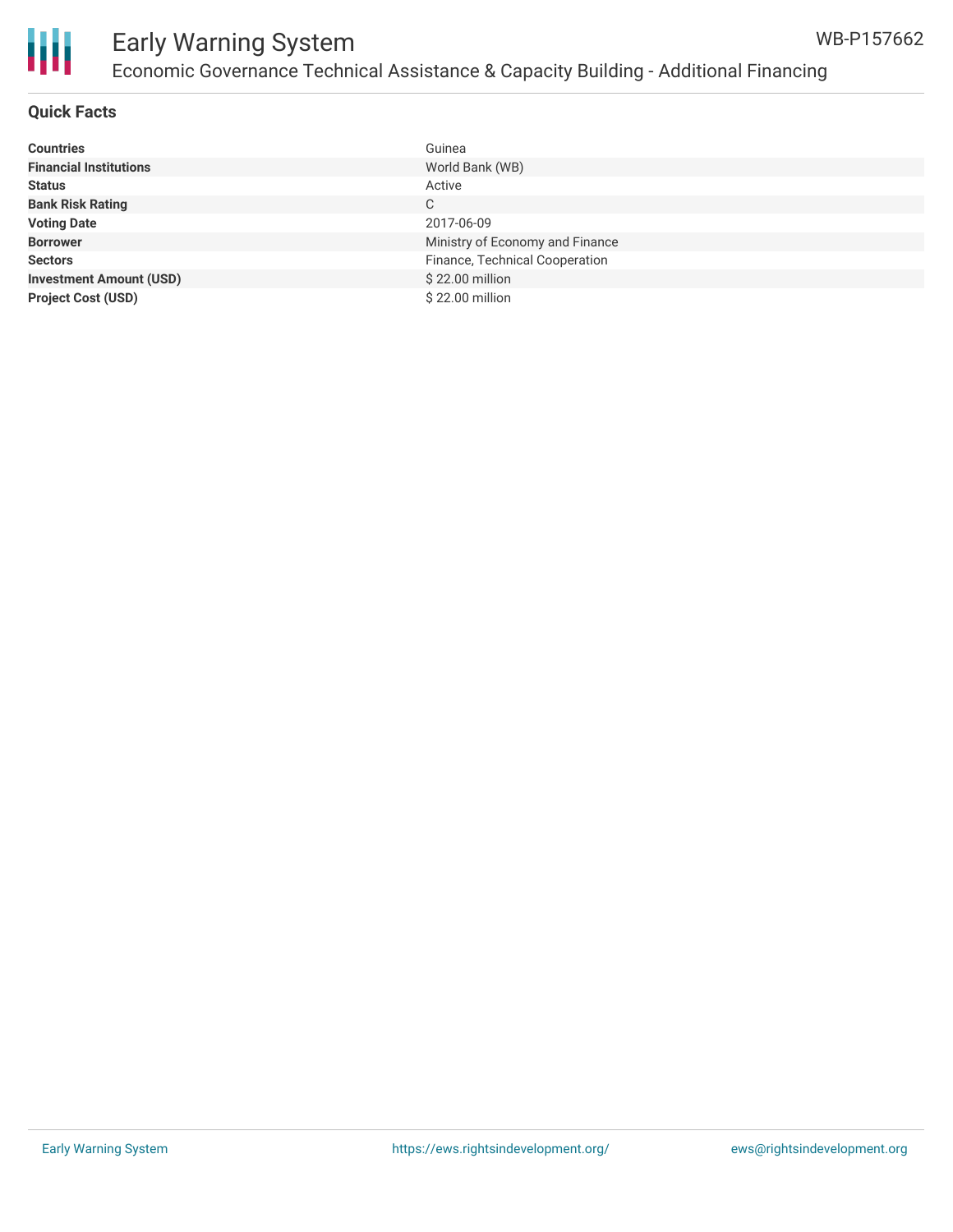## Quick Facts

| | |
|---|---|
| **Countries** | Guinea |
| **Financial Institutions** | World Bank (WB) |
| **Status** | Active |
| **Bank Risk Rating** | C |
| **Voting Date** | 2017-06-09 |
| **Borrower** | Ministry of Economy and Finance |
| **Sectors** | Finance, Technical Cooperation |
| **Investment Amount (USD)** | $ 22.00 million |
| **Project Cost (USD)** | $ 22.00 million |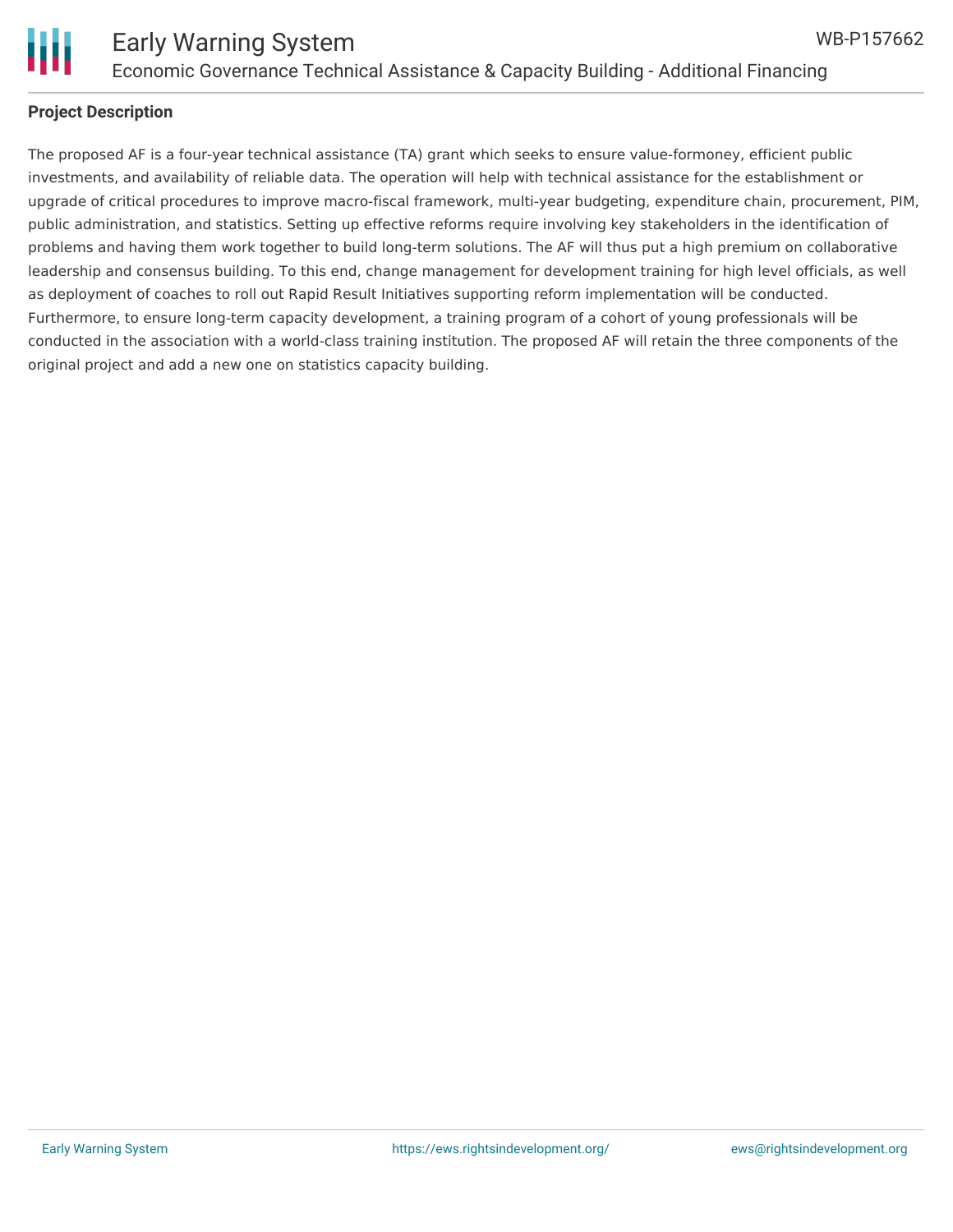## Project Description

The proposed AF is a four-year technical assistance (TA) grant which seeks to ensure value-formoney, efficient public investments, and availability of reliable data. The operation will help with technical assistance for the establishment or upgrade of critical procedures to improve macro-fiscal framework, multi-year budgeting, expenditure chain, procurement, PIM, public administration, and statistics. Setting up effective reforms require involving key stakeholders in the identification of problems and having them work together to build long-term solutions. The AF will thus put a high premium on collaborative leadership and consensus building. To this end, change management for development training for high level officials, as well as deployment of coaches to roll out Rapid Result Initiatives supporting reform implementation will be conducted. Furthermore, to ensure long-term capacity development, a training program of a cohort of young professionals will be conducted in the association with a world-class training institution. The proposed AF will retain the three components of the original project and add a new one on statistics capacity building.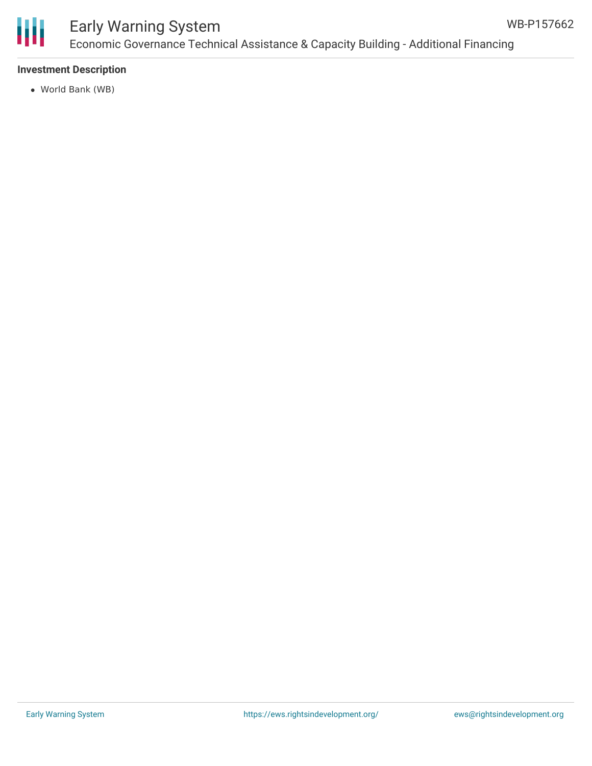### Investment Description

- World Bank (WB)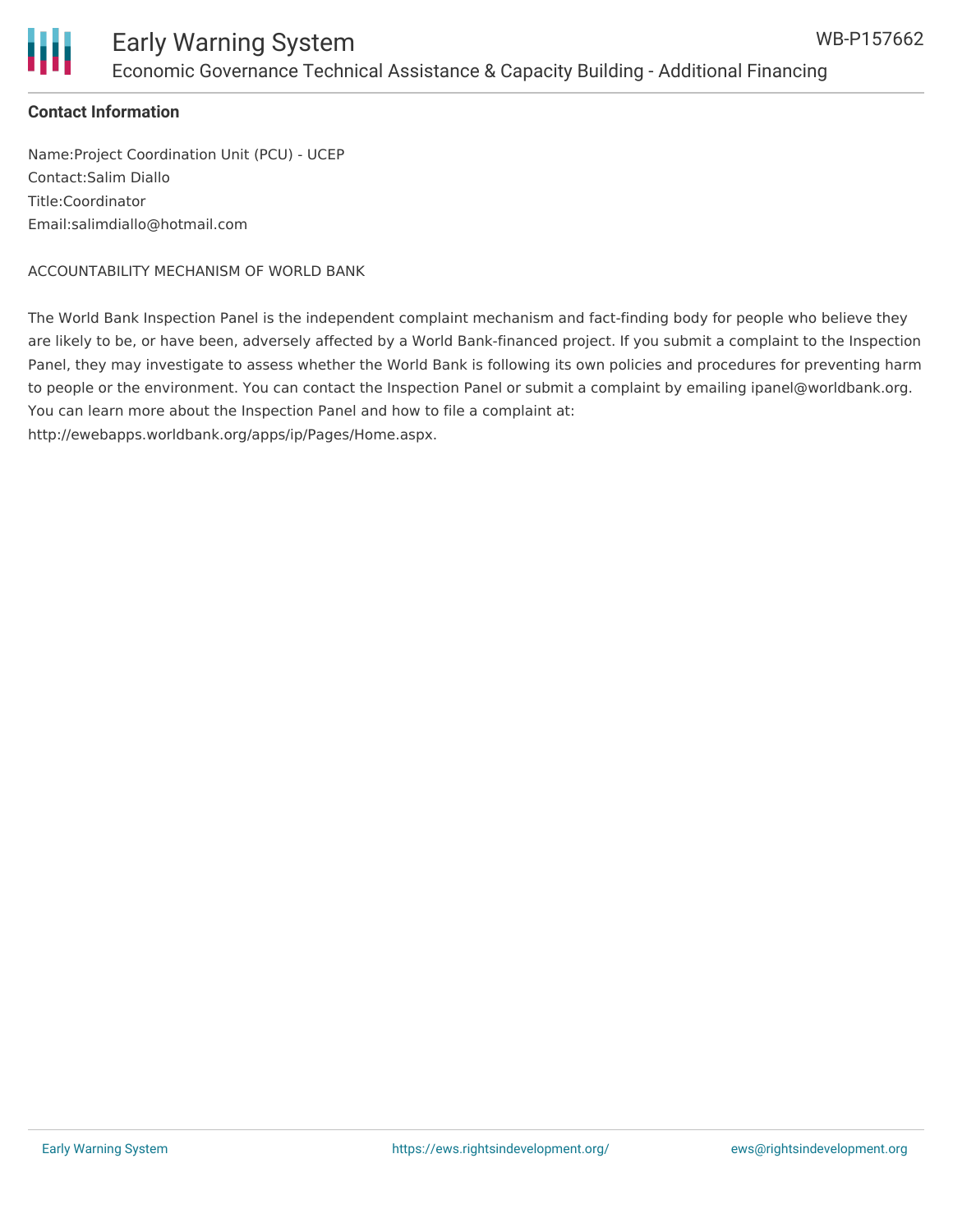**Contact Information**

Name:Project Coordination Unit (PCU) - UCEP
Contact:Salim Diallo
Title:Coordinator
Email:salimdiallo@hotmail.com

ACCOUNTABILITY MECHANISM OF WORLD BANK

The World Bank Inspection Panel is the independent complaint mechanism and fact-finding body for people who believe they are likely to be, or have been, adversely affected by a World Bank-financed project. If you submit a complaint to the Inspection Panel, they may investigate to assess whether the World Bank is following its own policies and procedures for preventing harm to people or the environment. You can contact the Inspection Panel or submit a complaint by emailing ipanel@worldbank.org. You can learn more about the Inspection Panel and how to file a complaint at: http://ewebapps.worldbank.org/apps/ip/Pages/Home.aspx.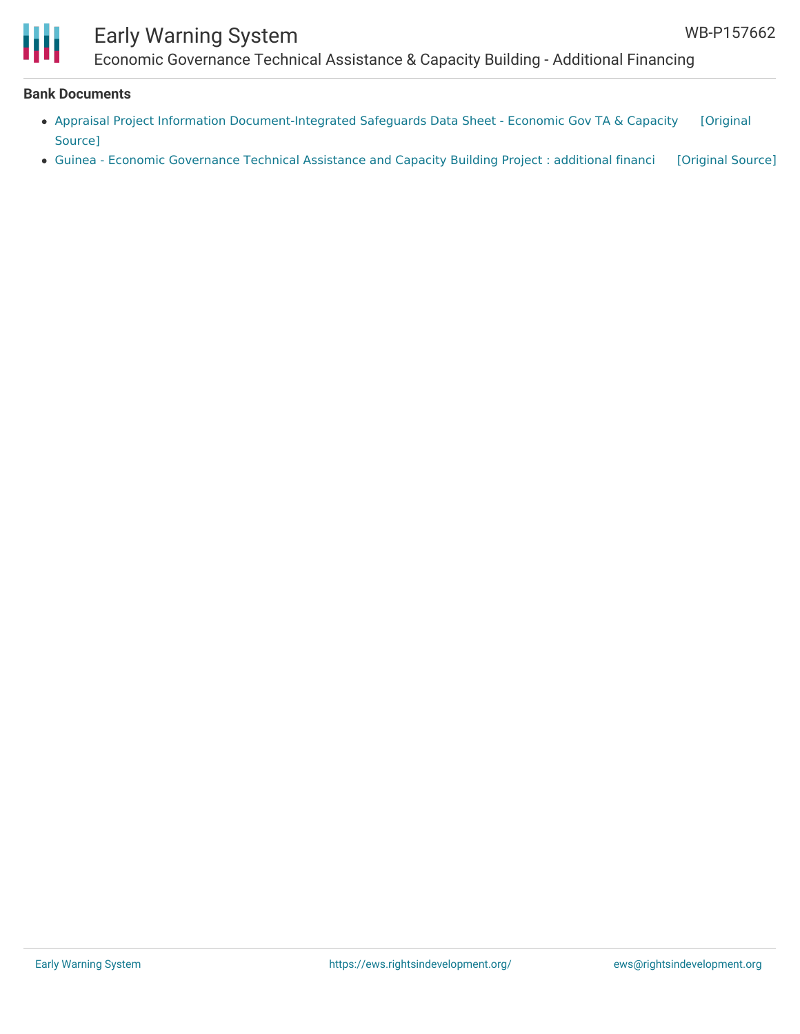**Bank Documents**

- Appraisal Project Information Document-Integrated Safeguards Data Sheet - Economic Gov TA & Capacity [Original Source]
- Guinea - Economic Governance Technical Assistance and Capacity Building Project : additional financi [Original Source]